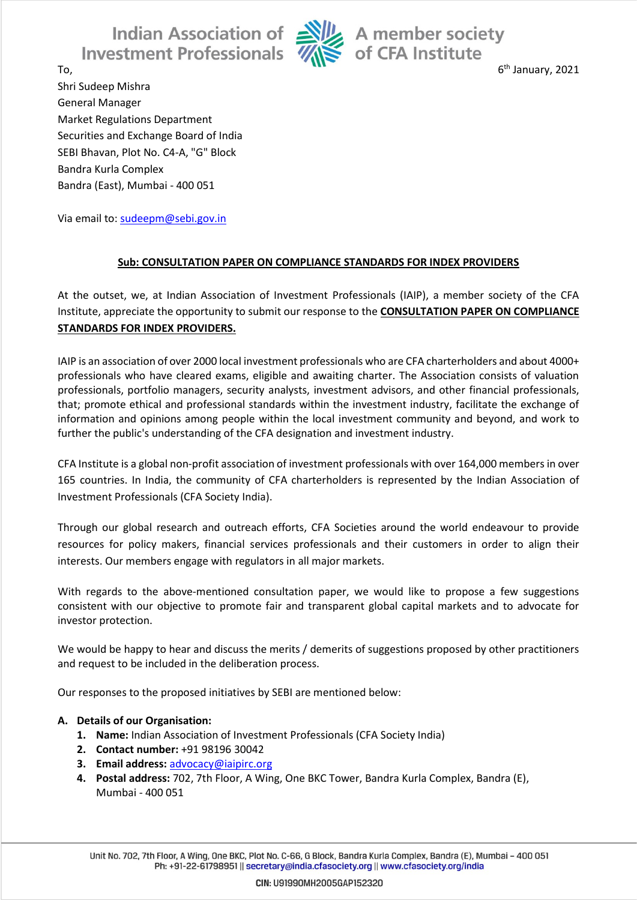To,

6th January, 2021

Shri Sudeep Mishra
General Manager
Market Regulations Department
Securities and Exchange Board of India
SEBI Bhavan, Plot No. C4-A, "G" Block
Bandra Kurla Complex
Bandra (East), Mumbai - 400 051

Via email to: sudeepm@sebi.gov.in

**Sub: CONSULTATION PAPER ON COMPLIANCE STANDARDS FOR INDEX PROVIDERS**

At the outset, we, at Indian Association of Investment Professionals (IAIP), a member society of the CFA Institute, appreciate the opportunity to submit our response to the **CONSULTATION PAPER ON COMPLIANCE STANDARDS FOR INDEX PROVIDERS.**

IAIP is an association of over 2000 local investment professionals who are CFA charterholders and about 4000+ professionals who have cleared exams, eligible and awaiting charter. The Association consists of valuation professionals, portfolio managers, security analysts, investment advisors, and other financial professionals, that; promote ethical and professional standards within the investment industry, facilitate the exchange of information and opinions among people within the local investment community and beyond, and work to further the public's understanding of the CFA designation and investment industry.

CFA Institute is a global non-profit association of investment professionals with over 164,000 members in over 165 countries. In India, the community of CFA charterholders is represented by the Indian Association of Investment Professionals (CFA Society India).

Through our global research and outreach efforts, CFA Societies around the world endeavour to provide resources for policy makers, financial services professionals and their customers in order to align their interests. Our members engage with regulators in all major markets.

With regards to the above-mentioned consultation paper, we would like to propose a few suggestions consistent with our objective to promote fair and transparent global capital markets and to advocate for investor protection.

We would be happy to hear and discuss the merits / demerits of suggestions proposed by other practitioners and request to be included in the deliberation process.

Our responses to the proposed initiatives by SEBI are mentioned below:

**A. Details of our Organisation:**

1. **Name:** Indian Association of Investment Professionals (CFA Society India)
2. **Contact number:** +91 98196 30042
3. **Email address:** advocacy@iaipirc.org
4. **Postal address:** 702, 7th Floor, A Wing, One BKC Tower, Bandra Kurla Complex, Bandra (E), Mumbai - 400 051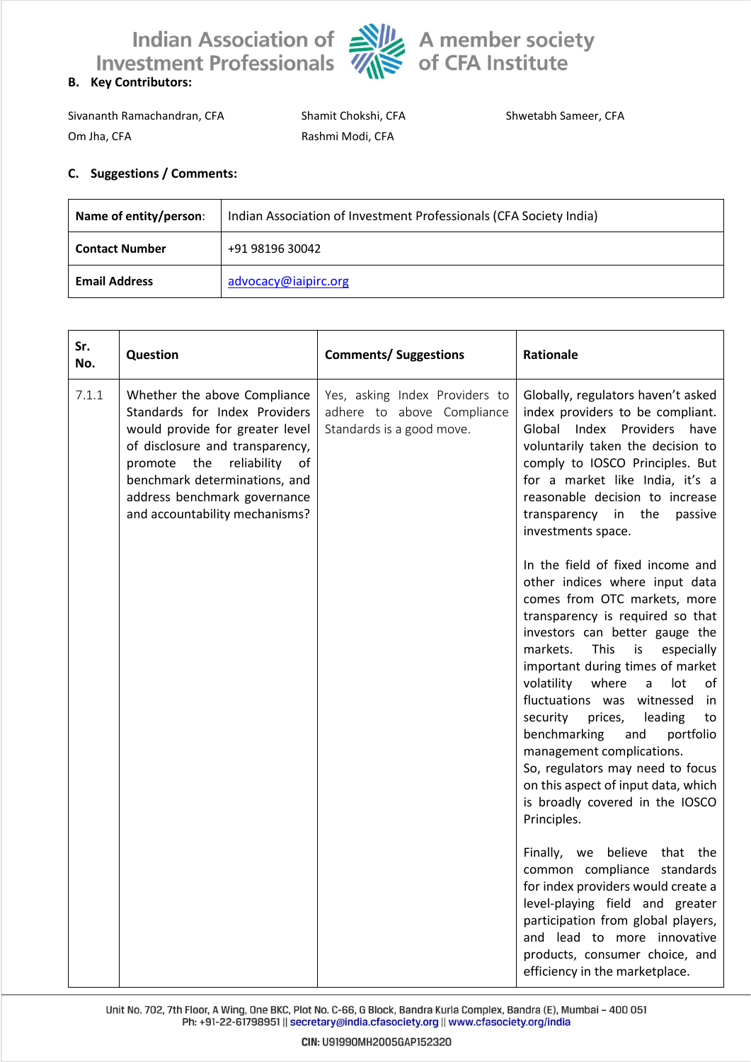## B. Key Contributors:

Sivananth Ramachandran, CFA
Shamit Chokshi, CFA
Shwetabh Sameer, CFA
Om Jha, CFA
Rashmi Modi, CFA

## C. Suggestions / Comments:

| **Name of entity/person**: | Indian Association of Investment Professionals (CFA Society India) |
|---|---|
| **Contact Number** | +91 98196 30042 |
| **Email Address** | advocacy@iaipirc.org |

| Sr. No. | Question | Comments/ Suggestions | Rationale |
|---|---|---|---|
| 7.1.1 | Whether the above Compliance Standards for Index Providers would provide for greater level of disclosure and transparency, promote the reliability of benchmark determinations, and address benchmark governance and accountability mechanisms? | Yes, asking Index Providers to adhere to above Compliance Standards is a good move. | Globally, regulators haven't asked index providers to be compliant. Global Index Providers have voluntarily taken the decision to comply to IOSCO Principles. But for a market like India, it's a reasonable decision to increase transparency in the passive investments space.<br><br>In the field of fixed income and other indices where input data comes from OTC markets, more transparency is required so that investors can better gauge the markets. This is especially important during times of market volatility where a lot of fluctuations was witnessed in security prices, leading to benchmarking and portfolio management complications. So, regulators may need to focus on this aspect of input data, which is broadly covered in the IOSCO Principles.<br><br>Finally, we believe that the common compliance standards for index providers would create a level-playing field and greater participation from global players, and lead to more innovative products, consumer choice, and efficiency in the marketplace. |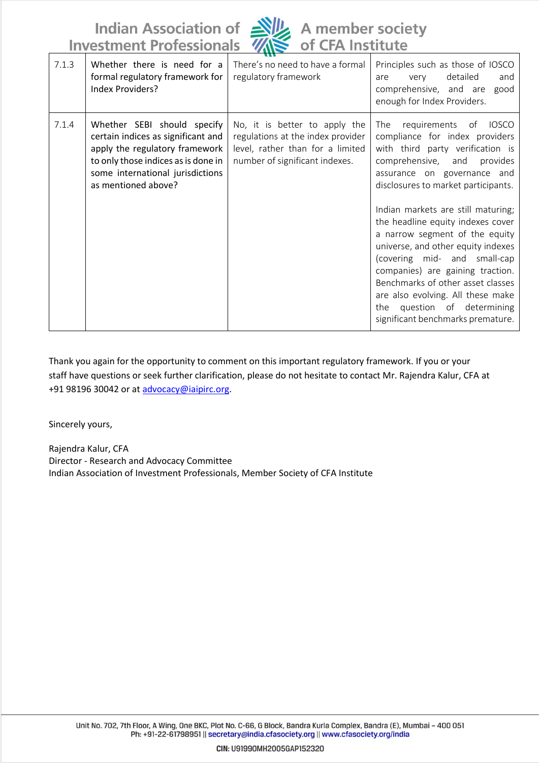| | | | |
|---|---|---|---|
| 7.1.3 | Whether there is need for a formal regulatory framework for Index Providers? | There's no need to have a formal regulatory framework | Principles such as those of IOSCO are very detailed and comprehensive, and are good enough for Index Providers. |
| 7.1.4 | Whether SEBI should specify certain indices as significant and apply the regulatory framework to only those indices as is done in some international jurisdictions as mentioned above? | No, it is better to apply the regulations at the index provider level, rather than for a limited number of significant indexes. | The requirements of IOSCO compliance for index providers with third party verification is comprehensive, and provides assurance on governance and disclosures to market participants.<br><br>Indian markets are still maturing; the headline equity indexes cover a narrow segment of the equity universe, and other equity indexes (covering mid- and small-cap companies) are gaining traction. Benchmarks of other asset classes are also evolving. All these make the question of determining significant benchmarks premature. |

Thank you again for the opportunity to comment on this important regulatory framework. If you or your staff have questions or seek further clarification, please do not hesitate to contact Mr. Rajendra Kalur, CFA at +91 98196 30042 or at advocacy@iaipirc.org.

Sincerely yours,

Rajendra Kalur, CFA
Director - Research and Advocacy Committee
Indian Association of Investment Professionals, Member Society of CFA Institute